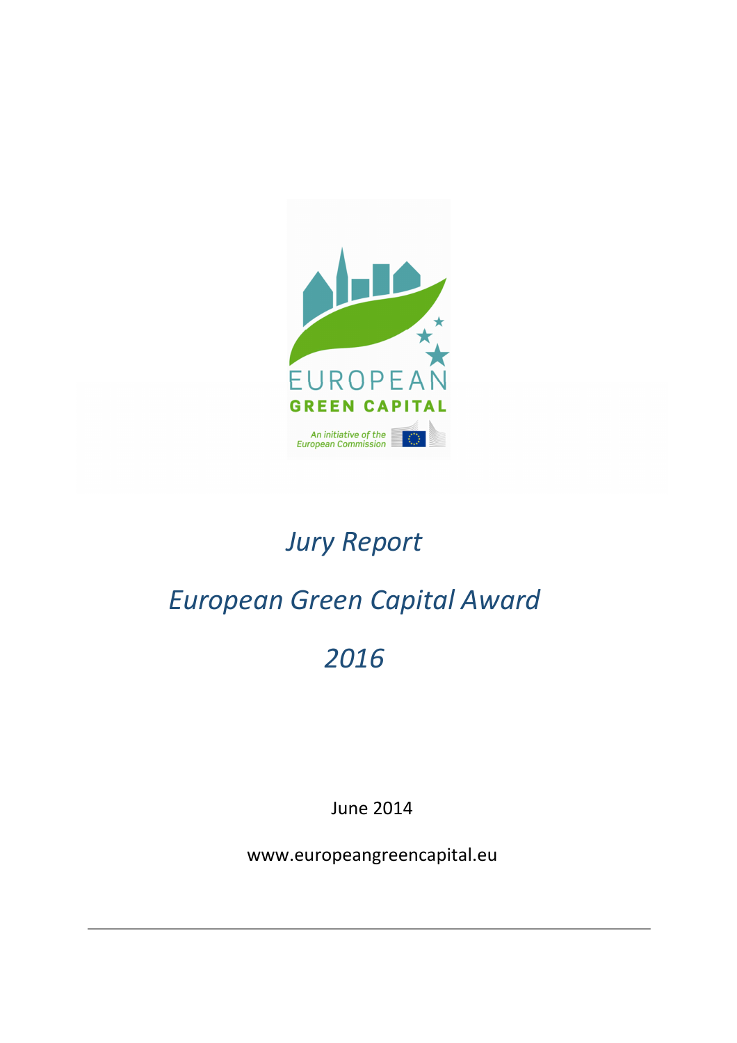*Jury Report*

*European Green Capital Award*

*2016*

June 2014

www.europeangreencapital.eu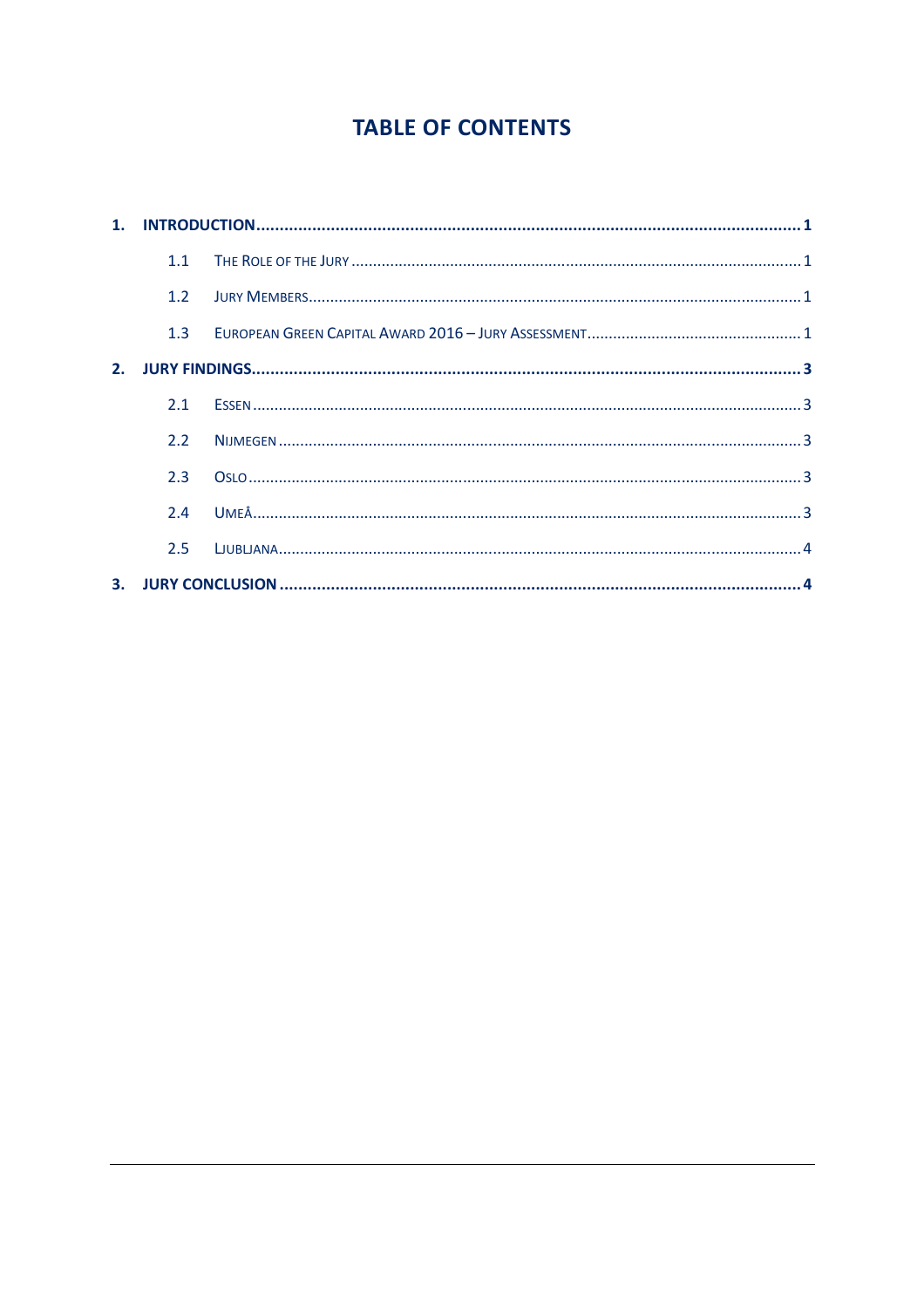# TABLE OF CONTENTS

1. INTRODUCTION ..... 1
   - 1.1 The Role of the Jury ..... 1
   - 1.2 Jury Members ..... 1
   - 1.3 European Green Capital Award 2016 – Jury Assessment ..... 1
2. JURY FINDINGS ..... 3
   - 2.1 Essen ..... 3
   - 2.2 Nijmegen ..... 3
   - 2.3 Oslo ..... 3
   - 2.4 Umeå ..... 3
   - 2.5 Ljubljana ..... 4
3. JURY CONCLUSION ..... 4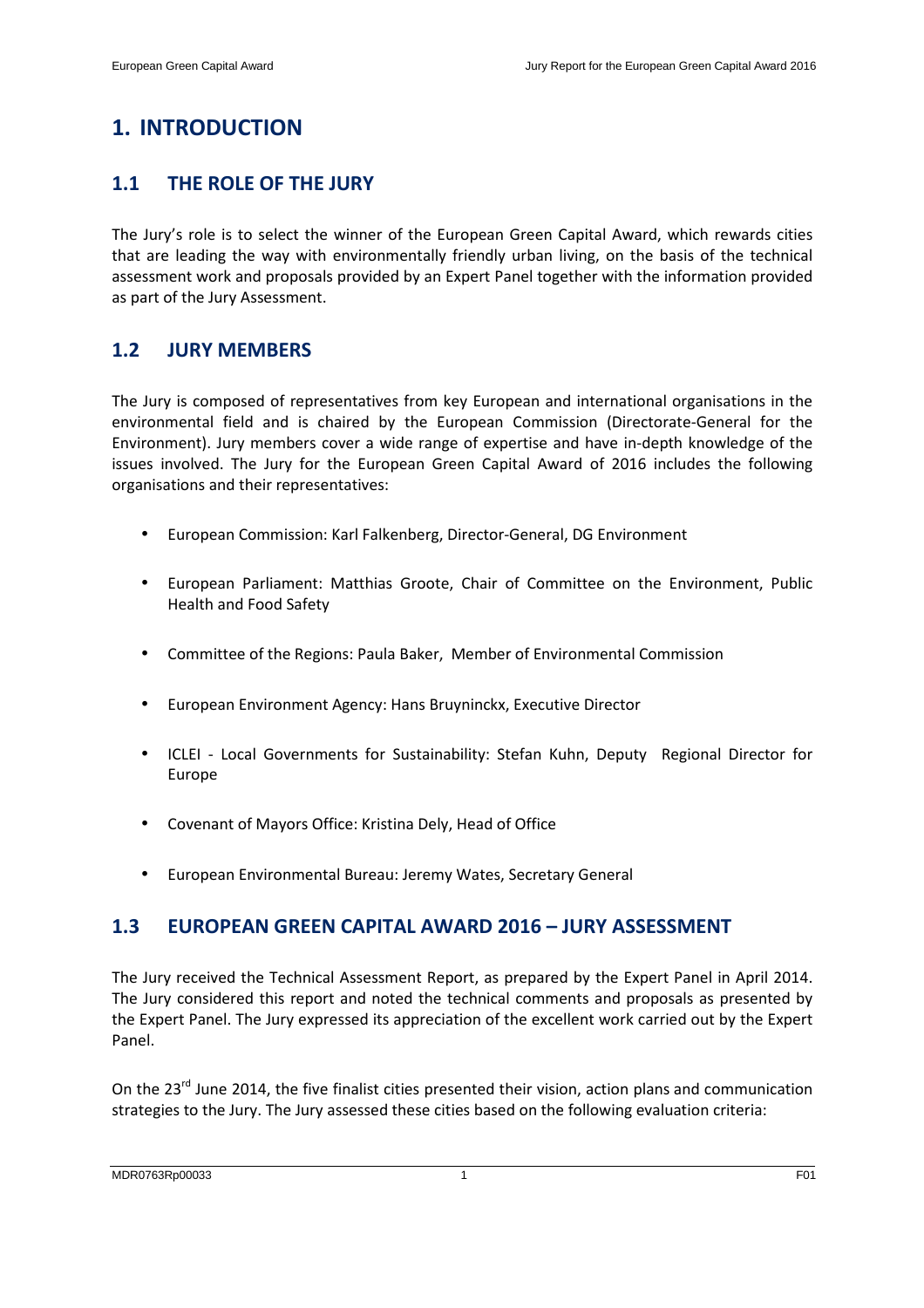# 1. INTRODUCTION

## 1.1 THE ROLE OF THE JURY

The Jury's role is to select the winner of the European Green Capital Award, which rewards cities that are leading the way with environmentally friendly urban living, on the basis of the technical assessment work and proposals provided by an Expert Panel together with the information provided as part of the Jury Assessment.

## 1.2 JURY MEMBERS

The Jury is composed of representatives from key European and international organisations in the environmental field and is chaired by the European Commission (Directorate-General for the Environment). Jury members cover a wide range of expertise and have in-depth knowledge of the issues involved. The Jury for the European Green Capital Award of 2016 includes the following organisations and their representatives:

- European Commission: Karl Falkenberg, Director-General, DG Environment
- European Parliament: Matthias Groote, Chair of Committee on the Environment, Public Health and Food Safety
- Committee of the Regions: Paula Baker, Member of Environmental Commission
- European Environment Agency: Hans Bruyninckx, Executive Director
- ICLEI - Local Governments for Sustainability: Stefan Kuhn, Deputy Regional Director for Europe
- Covenant of Mayors Office: Kristina Dely, Head of Office
- European Environmental Bureau: Jeremy Wates, Secretary General

## 1.3 EUROPEAN GREEN CAPITAL AWARD 2016 – JURY ASSESSMENT

The Jury received the Technical Assessment Report, as prepared by the Expert Panel in April 2014. The Jury considered this report and noted the technical comments and proposals as presented by the Expert Panel. The Jury expressed its appreciation of the excellent work carried out by the Expert Panel.

On the 23rd June 2014, the five finalist cities presented their vision, action plans and communication strategies to the Jury. The Jury assessed these cities based on the following evaluation criteria: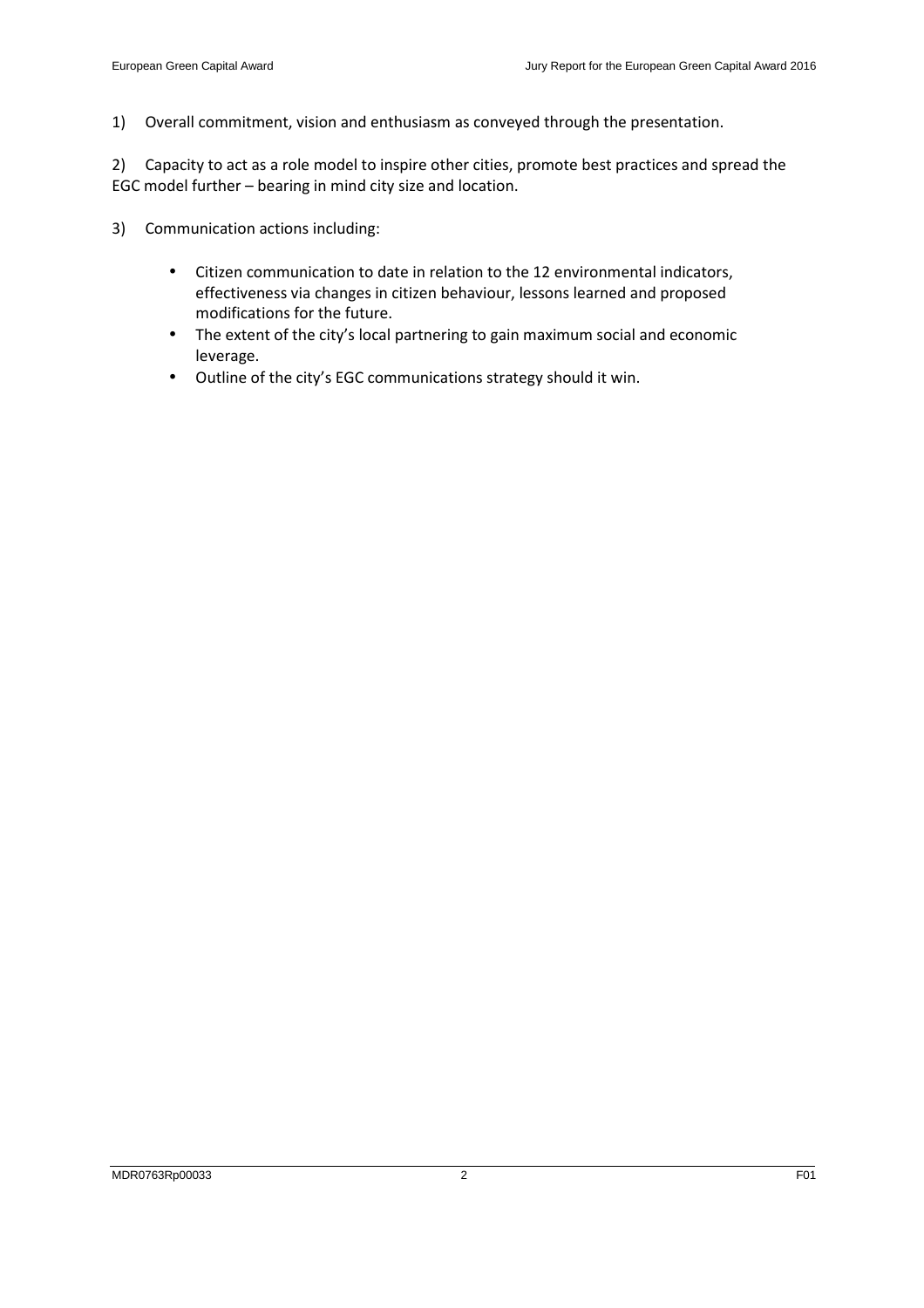1) Overall commitment, vision and enthusiasm as conveyed through the presentation.

2) Capacity to act as a role model to inspire other cities, promote best practices and spread the EGC model further – bearing in mind city size and location.

3) Communication actions including:

- Citizen communication to date in relation to the 12 environmental indicators, effectiveness via changes in citizen behaviour, lessons learned and proposed modifications for the future.
- The extent of the city's local partnering to gain maximum social and economic leverage.
- Outline of the city's EGC communications strategy should it win.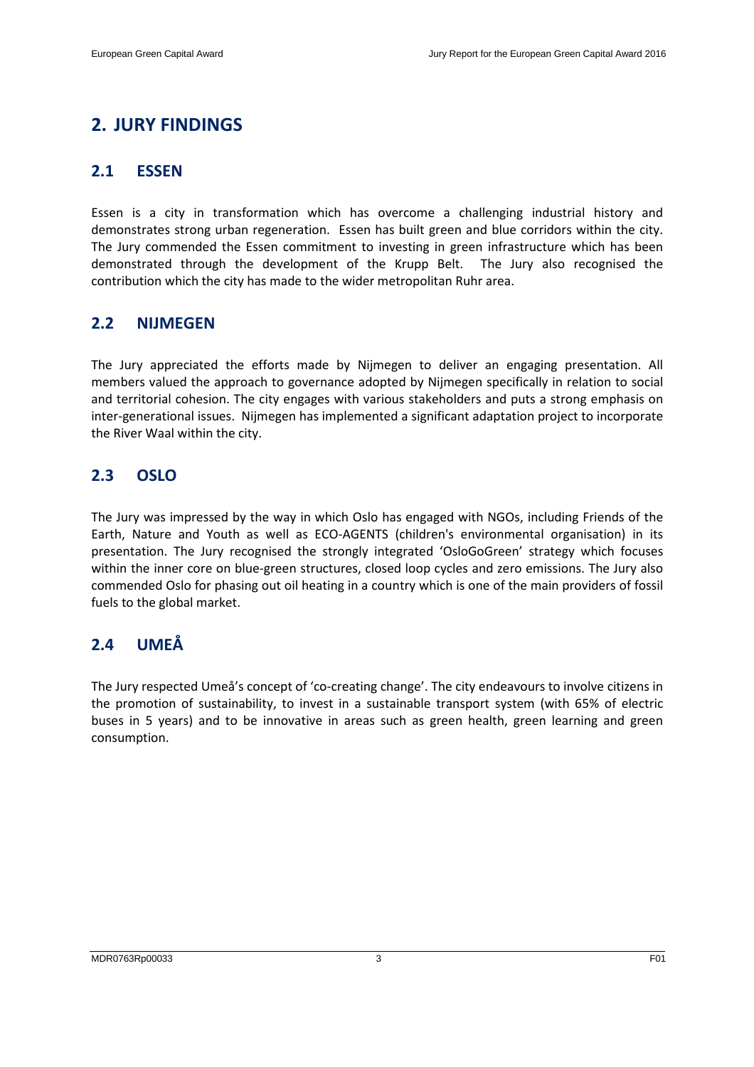## 2. JURY FINDINGS

### 2.1 ESSEN

Essen is a city in transformation which has overcome a challenging industrial history and demonstrates strong urban regeneration. Essen has built green and blue corridors within the city. The Jury commended the Essen commitment to investing in green infrastructure which has been demonstrated through the development of the Krupp Belt. The Jury also recognised the contribution which the city has made to the wider metropolitan Ruhr area.

### 2.2 NIJMEGEN

The Jury appreciated the efforts made by Nijmegen to deliver an engaging presentation. All members valued the approach to governance adopted by Nijmegen specifically in relation to social and territorial cohesion. The city engages with various stakeholders and puts a strong emphasis on inter-generational issues. Nijmegen has implemented a significant adaptation project to incorporate the River Waal within the city.

### 2.3 OSLO

The Jury was impressed by the way in which Oslo has engaged with NGOs, including Friends of the Earth, Nature and Youth as well as ECO-AGENTS (children's environmental organisation) in its presentation. The Jury recognised the strongly integrated 'OsloGoGreen' strategy which focuses within the inner core on blue-green structures, closed loop cycles and zero emissions. The Jury also commended Oslo for phasing out oil heating in a country which is one of the main providers of fossil fuels to the global market.

### 2.4 UMEÅ

The Jury respected Umeå's concept of 'co-creating change'. The city endeavours to involve citizens in the promotion of sustainability, to invest in a sustainable transport system (with 65% of electric buses in 5 years) and to be innovative in areas such as green health, green learning and green consumption.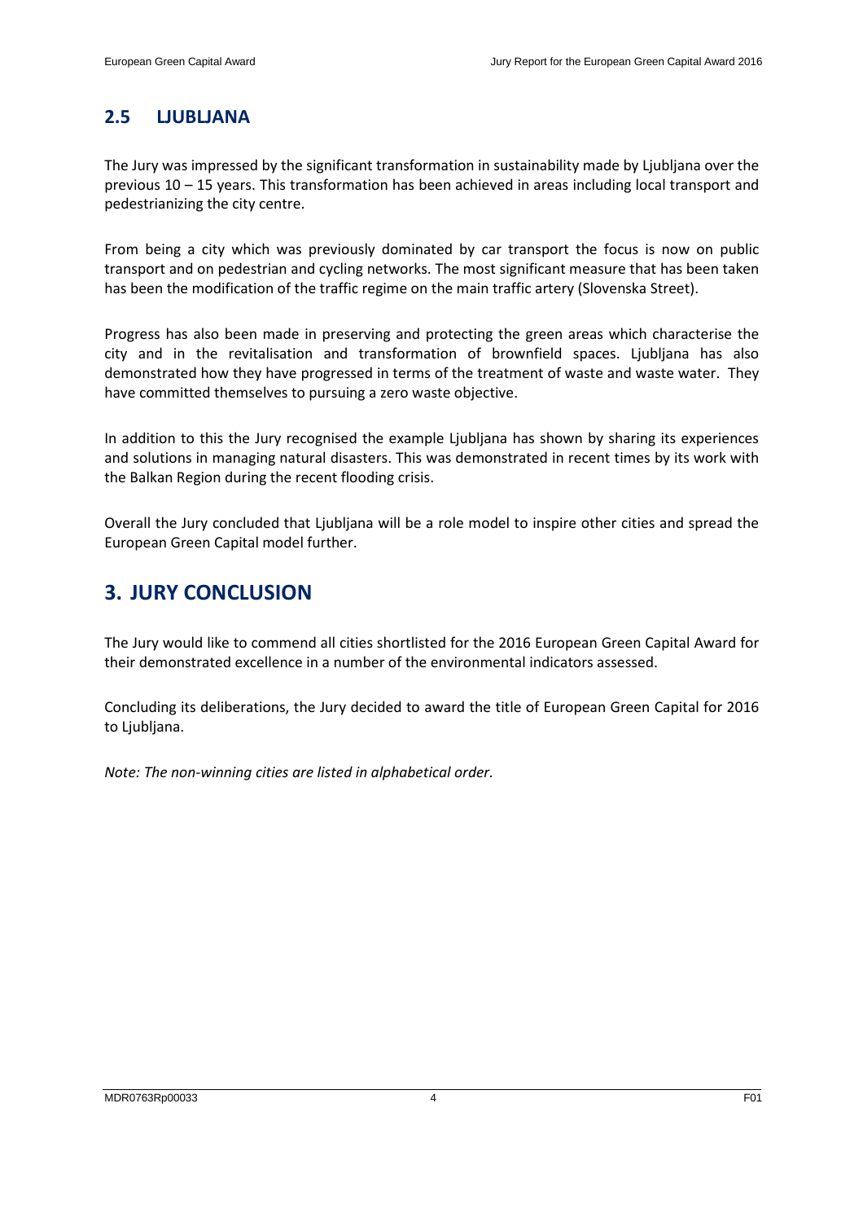## 2.5 LJUBLJANA

The Jury was impressed by the significant transformation in sustainability made by Ljubljana over the previous 10 – 15 years. This transformation has been achieved in areas including local transport and pedestrianizing the city centre.

From being a city which was previously dominated by car transport the focus is now on public transport and on pedestrian and cycling networks. The most significant measure that has been taken has been the modification of the traffic regime on the main traffic artery (Slovenska Street).

Progress has also been made in preserving and protecting the green areas which characterise the city and in the revitalisation and transformation of brownfield spaces. Ljubljana has also demonstrated how they have progressed in terms of the treatment of waste and waste water. They have committed themselves to pursuing a zero waste objective.

In addition to this the Jury recognised the example Ljubljana has shown by sharing its experiences and solutions in managing natural disasters. This was demonstrated in recent times by its work with the Balkan Region during the recent flooding crisis.

Overall the Jury concluded that Ljubljana will be a role model to inspire other cities and spread the European Green Capital model further.

# 3. JURY CONCLUSION

The Jury would like to commend all cities shortlisted for the 2016 European Green Capital Award for their demonstrated excellence in a number of the environmental indicators assessed.

Concluding its deliberations, the Jury decided to award the title of European Green Capital for 2016 to Ljubljana.

*Note: The non-winning cities are listed in alphabetical order.*